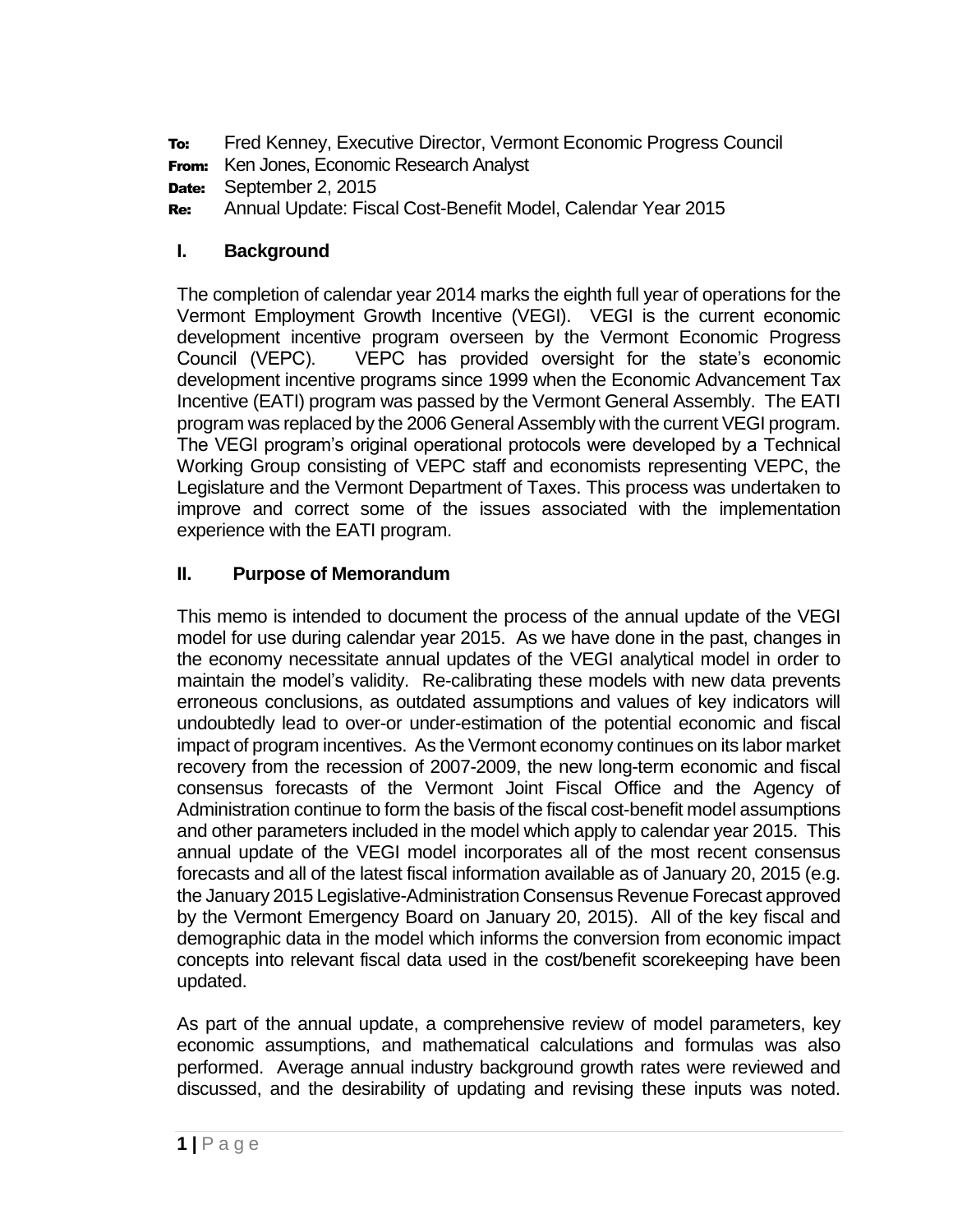**To:** Fred Kenney, Executive Director, Vermont Economic Progress Council
**From:** Ken Jones, Economic Research Analyst
**Date:** September 2, 2015
**Re:** Annual Update: Fiscal Cost-Benefit Model, Calendar Year 2015

## I. Background

The completion of calendar year 2014 marks the eighth full year of operations for the Vermont Employment Growth Incentive (VEGI). VEGI is the current economic development incentive program overseen by the Vermont Economic Progress Council (VEPC). VEPC has provided oversight for the state's economic development incentive programs since 1999 when the Economic Advancement Tax Incentive (EATI) program was passed by the Vermont General Assembly. The EATI program was replaced by the 2006 General Assembly with the current VEGI program. The VEGI program's original operational protocols were developed by a Technical Working Group consisting of VEPC staff and economists representing VEPC, the Legislature and the Vermont Department of Taxes. This process was undertaken to improve and correct some of the issues associated with the implementation experience with the EATI program.

## II. Purpose of Memorandum

This memo is intended to document the process of the annual update of the VEGI model for use during calendar year 2015. As we have done in the past, changes in the economy necessitate annual updates of the VEGI analytical model in order to maintain the model's validity. Re-calibrating these models with new data prevents erroneous conclusions, as outdated assumptions and values of key indicators will undoubtedly lead to over-or under-estimation of the potential economic and fiscal impact of program incentives. As the Vermont economy continues on its labor market recovery from the recession of 2007-2009, the new long-term economic and fiscal consensus forecasts of the Vermont Joint Fiscal Office and the Agency of Administration continue to form the basis of the fiscal cost-benefit model assumptions and other parameters included in the model which apply to calendar year 2015. This annual update of the VEGI model incorporates all of the most recent consensus forecasts and all of the latest fiscal information available as of January 20, 2015 (e.g. the January 2015 Legislative-Administration Consensus Revenue Forecast approved by the Vermont Emergency Board on January 20, 2015). All of the key fiscal and demographic data in the model which informs the conversion from economic impact concepts into relevant fiscal data used in the cost/benefit scorekeeping have been updated.

As part of the annual update, a comprehensive review of model parameters, key economic assumptions, and mathematical calculations and formulas was also performed. Average annual industry background growth rates were reviewed and discussed, and the desirability of updating and revising these inputs was noted.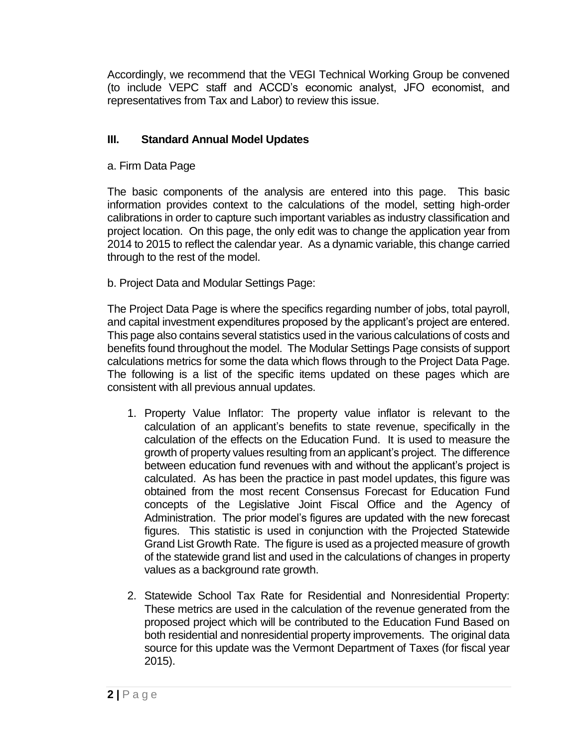Accordingly, we recommend that the VEGI Technical Working Group be convened (to include VEPC staff and ACCD's economic analyst, JFO economist, and representatives from Tax and Labor) to review this issue.

## III. Standard Annual Model Updates

a. Firm Data Page

The basic components of the analysis are entered into this page. This basic information provides context to the calculations of the model, setting high-order calibrations in order to capture such important variables as industry classification and project location. On this page, the only edit was to change the application year from 2014 to 2015 to reflect the calendar year. As a dynamic variable, this change carried through to the rest of the model.

b. Project Data and Modular Settings Page:

The Project Data Page is where the specifics regarding number of jobs, total payroll, and capital investment expenditures proposed by the applicant's project are entered. This page also contains several statistics used in the various calculations of costs and benefits found throughout the model. The Modular Settings Page consists of support calculations metrics for some the data which flows through to the Project Data Page. The following is a list of the specific items updated on these pages which are consistent with all previous annual updates.

1. Property Value Inflator: The property value inflator is relevant to the calculation of an applicant's benefits to state revenue, specifically in the calculation of the effects on the Education Fund. It is used to measure the growth of property values resulting from an applicant's project. The difference between education fund revenues with and without the applicant's project is calculated. As has been the practice in past model updates, this figure was obtained from the most recent Consensus Forecast for Education Fund concepts of the Legislative Joint Fiscal Office and the Agency of Administration. The prior model's figures are updated with the new forecast figures. This statistic is used in conjunction with the Projected Statewide Grand List Growth Rate. The figure is used as a projected measure of growth of the statewide grand list and used in the calculations of changes in property values as a background rate growth.

2. Statewide School Tax Rate for Residential and Nonresidential Property: These metrics are used in the calculation of the revenue generated from the proposed project which will be contributed to the Education Fund Based on both residential and nonresidential property improvements. The original data source for this update was the Vermont Department of Taxes (for fiscal year 2015).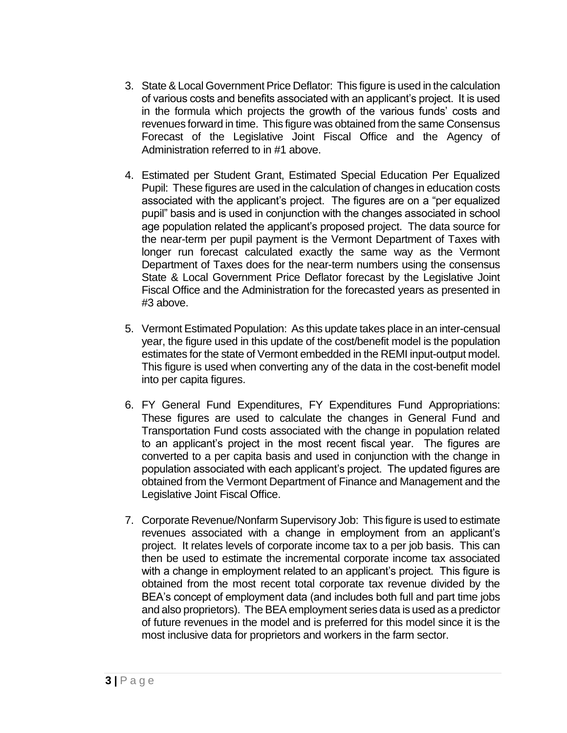3. State & Local Government Price Deflator: This figure is used in the calculation of various costs and benefits associated with an applicant's project. It is used in the formula which projects the growth of the various funds' costs and revenues forward in time. This figure was obtained from the same Consensus Forecast of the Legislative Joint Fiscal Office and the Agency of Administration referred to in #1 above.

4. Estimated per Student Grant, Estimated Special Education Per Equalized Pupil: These figures are used in the calculation of changes in education costs associated with the applicant's project. The figures are on a "per equalized pupil" basis and is used in conjunction with the changes associated in school age population related the applicant's proposed project. The data source for the near-term per pupil payment is the Vermont Department of Taxes with longer run forecast calculated exactly the same way as the Vermont Department of Taxes does for the near-term numbers using the consensus State & Local Government Price Deflator forecast by the Legislative Joint Fiscal Office and the Administration for the forecasted years as presented in #3 above.

5. Vermont Estimated Population: As this update takes place in an inter-censual year, the figure used in this update of the cost/benefit model is the population estimates for the state of Vermont embedded in the REMI input-output model. This figure is used when converting any of the data in the cost-benefit model into per capita figures.

6. FY General Fund Expenditures, FY Expenditures Fund Appropriations: These figures are used to calculate the changes in General Fund and Transportation Fund costs associated with the change in population related to an applicant's project in the most recent fiscal year. The figures are converted to a per capita basis and used in conjunction with the change in population associated with each applicant's project. The updated figures are obtained from the Vermont Department of Finance and Management and the Legislative Joint Fiscal Office.

7. Corporate Revenue/Nonfarm Supervisory Job: This figure is used to estimate revenues associated with a change in employment from an applicant's project. It relates levels of corporate income tax to a per job basis. This can then be used to estimate the incremental corporate income tax associated with a change in employment related to an applicant's project. This figure is obtained from the most recent total corporate tax revenue divided by the BEA's concept of employment data (and includes both full and part time jobs and also proprietors). The BEA employment series data is used as a predictor of future revenues in the model and is preferred for this model since it is the most inclusive data for proprietors and workers in the farm sector.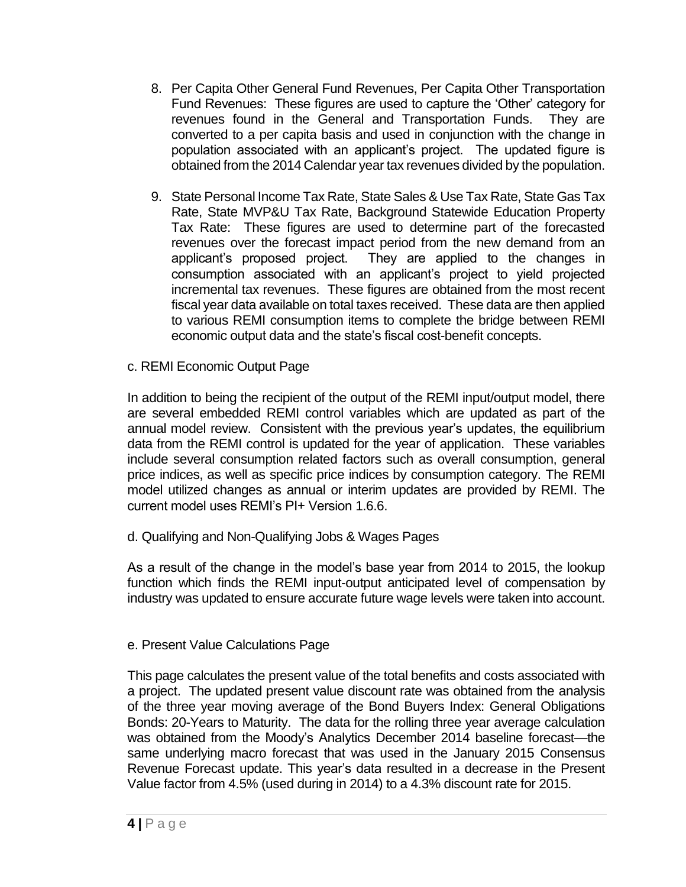8. Per Capita Other General Fund Revenues, Per Capita Other Transportation Fund Revenues: These figures are used to capture the 'Other' category for revenues found in the General and Transportation Funds. They are converted to a per capita basis and used in conjunction with the change in population associated with an applicant's project. The updated figure is obtained from the 2014 Calendar year tax revenues divided by the population.

9. State Personal Income Tax Rate, State Sales & Use Tax Rate, State Gas Tax Rate, State MVP&U Tax Rate, Background Statewide Education Property Tax Rate: These figures are used to determine part of the forecasted revenues over the forecast impact period from the new demand from an applicant's proposed project. They are applied to the changes in consumption associated with an applicant's project to yield projected incremental tax revenues. These figures are obtained from the most recent fiscal year data available on total taxes received. These data are then applied to various REMI consumption items to complete the bridge between REMI economic output data and the state's fiscal cost-benefit concepts.

c. REMI Economic Output Page

In addition to being the recipient of the output of the REMI input/output model, there are several embedded REMI control variables which are updated as part of the annual model review. Consistent with the previous year's updates, the equilibrium data from the REMI control is updated for the year of application. These variables include several consumption related factors such as overall consumption, general price indices, as well as specific price indices by consumption category. The REMI model utilized changes as annual or interim updates are provided by REMI. The current model uses REMI's PI+ Version 1.6.6.

d. Qualifying and Non-Qualifying Jobs & Wages Pages

As a result of the change in the model's base year from 2014 to 2015, the lookup function which finds the REMI input-output anticipated level of compensation by industry was updated to ensure accurate future wage levels were taken into account.

e. Present Value Calculations Page

This page calculates the present value of the total benefits and costs associated with a project. The updated present value discount rate was obtained from the analysis of the three year moving average of the Bond Buyers Index: General Obligations Bonds: 20-Years to Maturity. The data for the rolling three year average calculation was obtained from the Moody's Analytics December 2014 baseline forecast—the same underlying macro forecast that was used in the January 2015 Consensus Revenue Forecast update. This year's data resulted in a decrease in the Present Value factor from 4.5% (used during in 2014) to a 4.3% discount rate for 2015.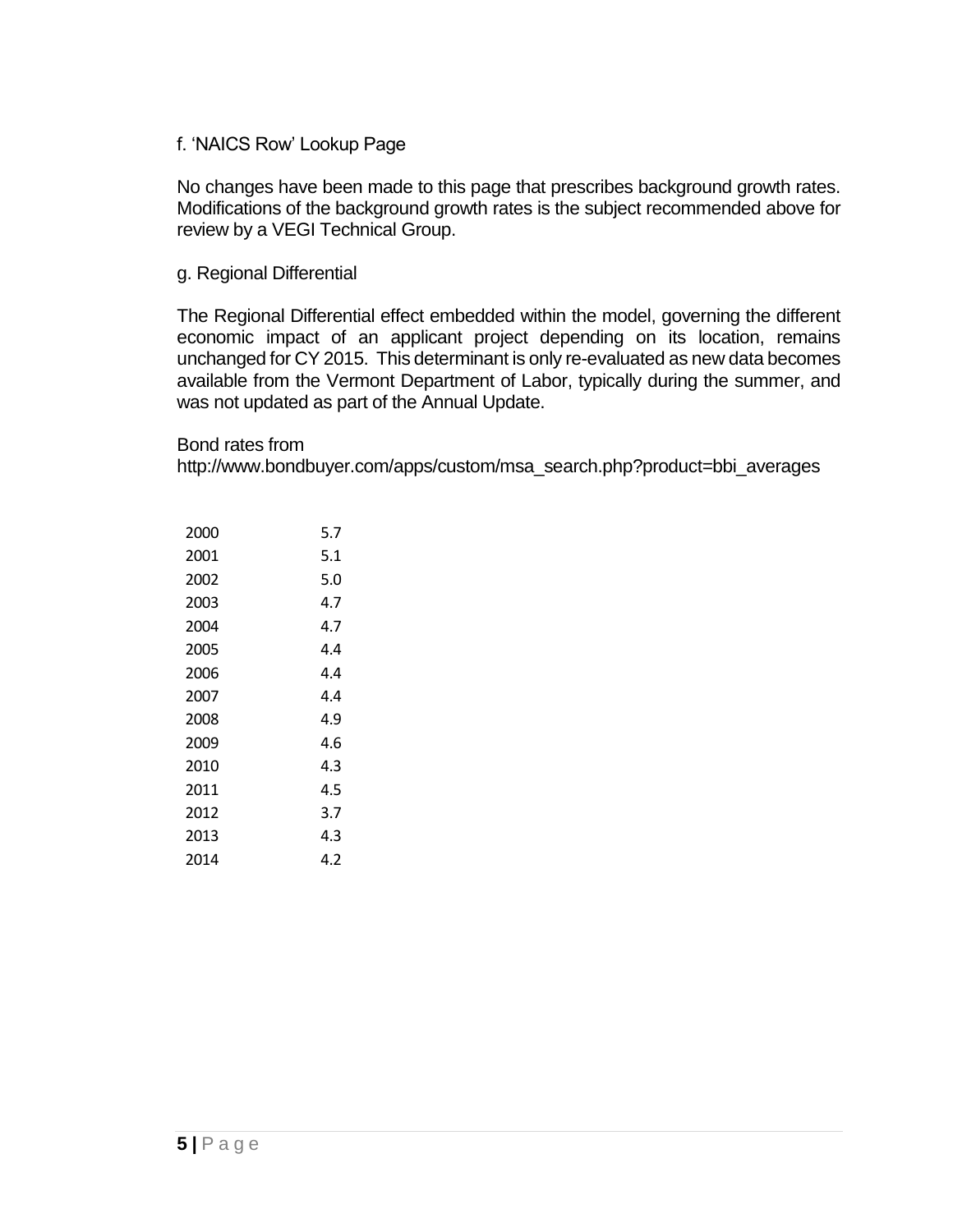f. 'NAICS Row' Lookup Page

No changes have been made to this page that prescribes background growth rates. Modifications of the background growth rates is the subject recommended above for review by a VEGI Technical Group.

g. Regional Differential

The Regional Differential effect embedded within the model, governing the different economic impact of an applicant project depending on its location, remains unchanged for CY 2015. This determinant is only re-evaluated as new data becomes available from the Vermont Department of Labor, typically during the summer, and was not updated as part of the Annual Update.

Bond rates from
http://www.bondbuyer.com/apps/custom/msa_search.php?product=bbi_averages

| | |
|---|---|
| 2000 | 5.7 |
| 2001 | 5.1 |
| 2002 | 5.0 |
| 2003 | 4.7 |
| 2004 | 4.7 |
| 2005 | 4.4 |
| 2006 | 4.4 |
| 2007 | 4.4 |
| 2008 | 4.9 |
| 2009 | 4.6 |
| 2010 | 4.3 |
| 2011 | 4.5 |
| 2012 | 3.7 |
| 2013 | 4.3 |
| 2014 | 4.2 |